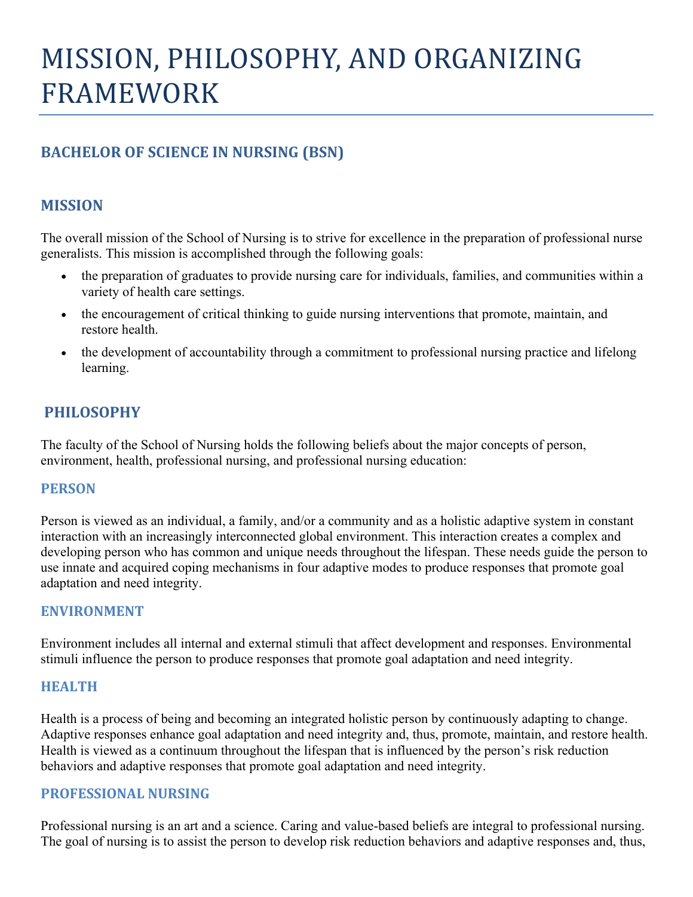# MISSION, PHILOSOPHY, AND ORGANIZING FRAMEWORK

## BACHELOR OF SCIENCE IN NURSING (BSN)

## MISSION

The overall mission of the School of Nursing is to strive for excellence in the preparation of professional nurse generalists. This mission is accomplished through the following goals:

- the preparation of graduates to provide nursing care for individuals, families, and communities within a variety of health care settings.
- the encouragement of critical thinking to guide nursing interventions that promote, maintain, and restore health.
- the development of accountability through a commitment to professional nursing practice and lifelong learning.

## PHILOSOPHY

The faculty of the School of Nursing holds the following beliefs about the major concepts of person, environment, health, professional nursing, and professional nursing education:

### PERSON

Person is viewed as an individual, a family, and/or a community and as a holistic adaptive system in constant interaction with an increasingly interconnected global environment. This interaction creates a complex and developing person who has common and unique needs throughout the lifespan. These needs guide the person to use innate and acquired coping mechanisms in four adaptive modes to produce responses that promote goal adaptation and need integrity.

### ENVIRONMENT

Environment includes all internal and external stimuli that affect development and responses. Environmental stimuli influence the person to produce responses that promote goal adaptation and need integrity.

### HEALTH

Health is a process of being and becoming an integrated holistic person by continuously adapting to change. Adaptive responses enhance goal adaptation and need integrity and, thus, promote, maintain, and restore health. Health is viewed as a continuum throughout the lifespan that is influenced by the person's risk reduction behaviors and adaptive responses that promote goal adaptation and need integrity.

### PROFESSIONAL NURSING

Professional nursing is an art and a science. Caring and value-based beliefs are integral to professional nursing. The goal of nursing is to assist the person to develop risk reduction behaviors and adaptive responses and, thus,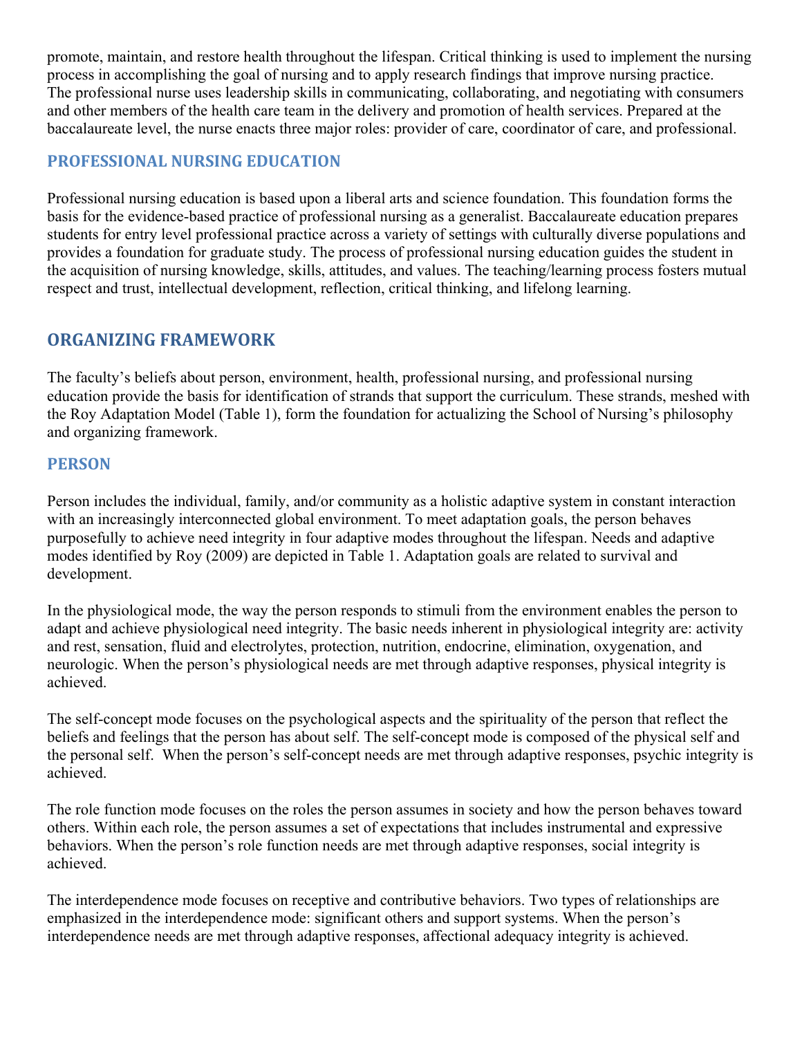promote, maintain, and restore health throughout the lifespan. Critical thinking is used to implement the nursing process in accomplishing the goal of nursing and to apply research findings that improve nursing practice. The professional nurse uses leadership skills in communicating, collaborating, and negotiating with consumers and other members of the health care team in the delivery and promotion of health services. Prepared at the baccalaureate level, the nurse enacts three major roles: provider of care, coordinator of care, and professional.

### PROFESSIONAL NURSING EDUCATION

Professional nursing education is based upon a liberal arts and science foundation. This foundation forms the basis for the evidence-based practice of professional nursing as a generalist. Baccalaureate education prepares students for entry level professional practice across a variety of settings with culturally diverse populations and provides a foundation for graduate study. The process of professional nursing education guides the student in the acquisition of nursing knowledge, skills, attitudes, and values. The teaching/learning process fosters mutual respect and trust, intellectual development, reflection, critical thinking, and lifelong learning.

## ORGANIZING FRAMEWORK

The faculty's beliefs about person, environment, health, professional nursing, and professional nursing education provide the basis for identification of strands that support the curriculum. These strands, meshed with the Roy Adaptation Model (Table 1), form the foundation for actualizing the School of Nursing's philosophy and organizing framework.

### PERSON

Person includes the individual, family, and/or community as a holistic adaptive system in constant interaction with an increasingly interconnected global environment. To meet adaptation goals, the person behaves purposefully to achieve need integrity in four adaptive modes throughout the lifespan. Needs and adaptive modes identified by Roy (2009) are depicted in Table 1. Adaptation goals are related to survival and development.

In the physiological mode, the way the person responds to stimuli from the environment enables the person to adapt and achieve physiological need integrity. The basic needs inherent in physiological integrity are: activity and rest, sensation, fluid and electrolytes, protection, nutrition, endocrine, elimination, oxygenation, and neurologic. When the person's physiological needs are met through adaptive responses, physical integrity is achieved.

The self-concept mode focuses on the psychological aspects and the spirituality of the person that reflect the beliefs and feelings that the person has about self. The self-concept mode is composed of the physical self and the personal self. When the person's self-concept needs are met through adaptive responses, psychic integrity is achieved.

The role function mode focuses on the roles the person assumes in society and how the person behaves toward others. Within each role, the person assumes a set of expectations that includes instrumental and expressive behaviors. When the person's role function needs are met through adaptive responses, social integrity is achieved.

The interdependence mode focuses on receptive and contributive behaviors. Two types of relationships are emphasized in the interdependence mode: significant others and support systems. When the person's interdependence needs are met through adaptive responses, affectional adequacy integrity is achieved.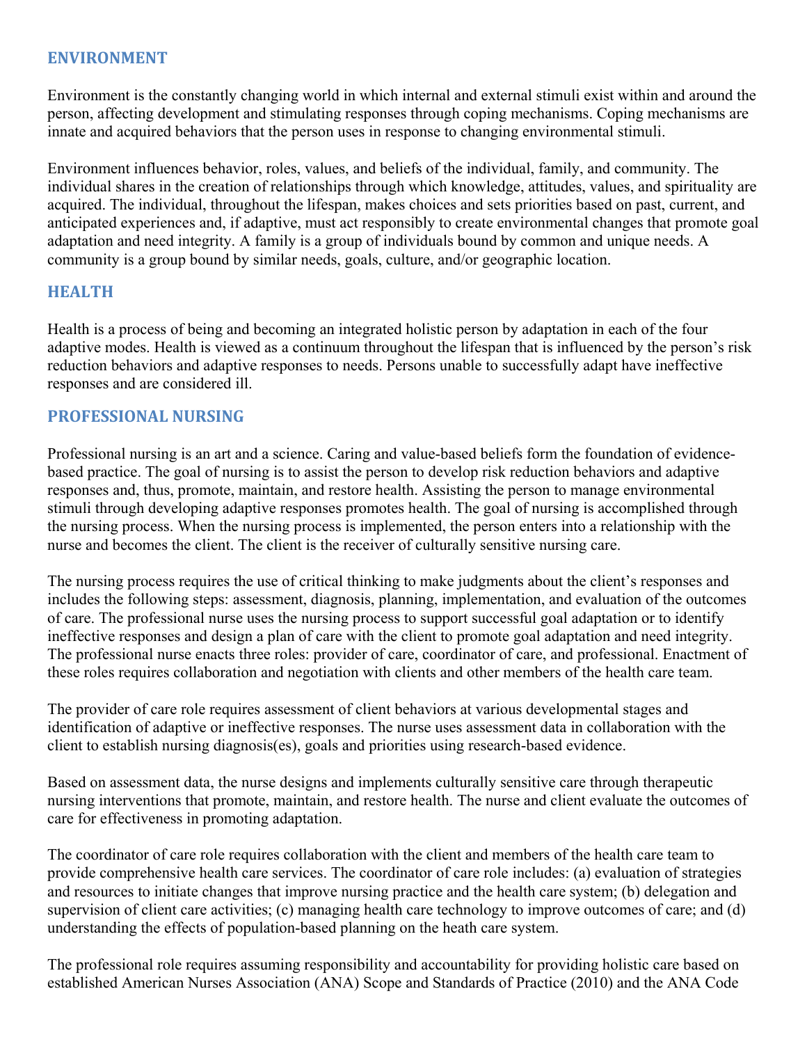## ENVIRONMENT

Environment is the constantly changing world in which internal and external stimuli exist within and around the person, affecting development and stimulating responses through coping mechanisms. Coping mechanisms are innate and acquired behaviors that the person uses in response to changing environmental stimuli.

Environment influences behavior, roles, values, and beliefs of the individual, family, and community. The individual shares in the creation of relationships through which knowledge, attitudes, values, and spirituality are acquired. The individual, throughout the lifespan, makes choices and sets priorities based on past, current, and anticipated experiences and, if adaptive, must act responsibly to create environmental changes that promote goal adaptation and need integrity. A family is a group of individuals bound by common and unique needs. A community is a group bound by similar needs, goals, culture, and/or geographic location.

## HEALTH

Health is a process of being and becoming an integrated holistic person by adaptation in each of the four adaptive modes. Health is viewed as a continuum throughout the lifespan that is influenced by the person's risk reduction behaviors and adaptive responses to needs. Persons unable to successfully adapt have ineffective responses and are considered ill.

## PROFESSIONAL NURSING

Professional nursing is an art and a science. Caring and value-based beliefs form the foundation of evidence-based practice. The goal of nursing is to assist the person to develop risk reduction behaviors and adaptive responses and, thus, promote, maintain, and restore health. Assisting the person to manage environmental stimuli through developing adaptive responses promotes health. The goal of nursing is accomplished through the nursing process. When the nursing process is implemented, the person enters into a relationship with the nurse and becomes the client. The client is the receiver of culturally sensitive nursing care.

The nursing process requires the use of critical thinking to make judgments about the client's responses and includes the following steps: assessment, diagnosis, planning, implementation, and evaluation of the outcomes of care. The professional nurse uses the nursing process to support successful goal adaptation or to identify ineffective responses and design a plan of care with the client to promote goal adaptation and need integrity. The professional nurse enacts three roles: provider of care, coordinator of care, and professional. Enactment of these roles requires collaboration and negotiation with clients and other members of the health care team.

The provider of care role requires assessment of client behaviors at various developmental stages and identification of adaptive or ineffective responses. The nurse uses assessment data in collaboration with the client to establish nursing diagnosis(es), goals and priorities using research-based evidence.

Based on assessment data, the nurse designs and implements culturally sensitive care through therapeutic nursing interventions that promote, maintain, and restore health. The nurse and client evaluate the outcomes of care for effectiveness in promoting adaptation.

The coordinator of care role requires collaboration with the client and members of the health care team to provide comprehensive health care services. The coordinator of care role includes: (a) evaluation of strategies and resources to initiate changes that improve nursing practice and the health care system; (b) delegation and supervision of client care activities; (c) managing health care technology to improve outcomes of care; and (d) understanding the effects of population-based planning on the heath care system.

The professional role requires assuming responsibility and accountability for providing holistic care based on established American Nurses Association (ANA) Scope and Standards of Practice (2010) and the ANA Code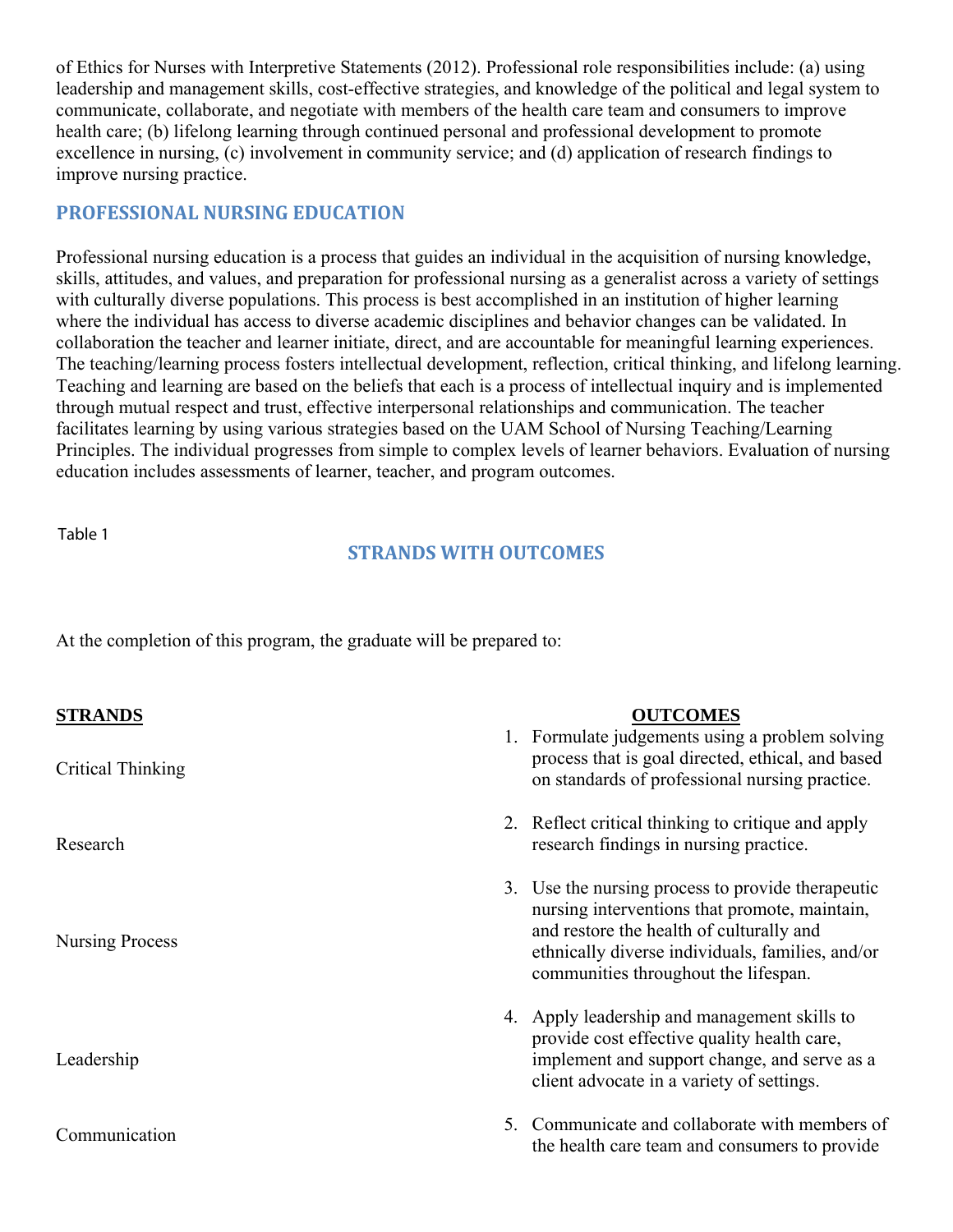of Ethics for Nurses with Interpretive Statements (2012). Professional role responsibilities include: (a) using leadership and management skills, cost-effective strategies, and knowledge of the political and legal system to communicate, collaborate, and negotiate with members of the health care team and consumers to improve health care; (b) lifelong learning through continued personal and professional development to promote excellence in nursing, (c) involvement in community service; and (d) application of research findings to improve nursing practice.

## PROFESSIONAL NURSING EDUCATION

Professional nursing education is a process that guides an individual in the acquisition of nursing knowledge, skills, attitudes, and values, and preparation for professional nursing as a generalist across a variety of settings with culturally diverse populations. This process is best accomplished in an institution of higher learning where the individual has access to diverse academic disciplines and behavior changes can be validated. In collaboration the teacher and learner initiate, direct, and are accountable for meaningful learning experiences. The teaching/learning process fosters intellectual development, reflection, critical thinking, and lifelong learning. Teaching and learning are based on the beliefs that each is a process of intellectual inquiry and is implemented through mutual respect and trust, effective interpersonal relationships and communication. The teacher facilitates learning by using various strategies based on the UAM School of Nursing Teaching/Learning Principles. The individual progresses from simple to complex levels of learner behaviors. Evaluation of nursing education includes assessments of learner, teacher, and program outcomes.

Table 1

## STRANDS WITH OUTCOMES

At the completion of this program, the graduate will be prepared to:

| STRANDS | OUTCOMES |
|---|---|
| Critical Thinking | 1. Formulate judgements using a problem solving process that is goal directed, ethical, and based on standards of professional nursing practice. |
| Research | 2. Reflect critical thinking to critique and apply research findings in nursing practice. |
| Nursing Process | 3. Use the nursing process to provide therapeutic nursing interventions that promote, maintain, and restore the health of culturally and ethnically diverse individuals, families, and/or communities throughout the lifespan. |
| Leadership | 4. Apply leadership and management skills to provide cost effective quality health care, implement and support change, and serve as a client advocate in a variety of settings. |
| Communication | 5. Communicate and collaborate with members of the health care team and consumers to provide |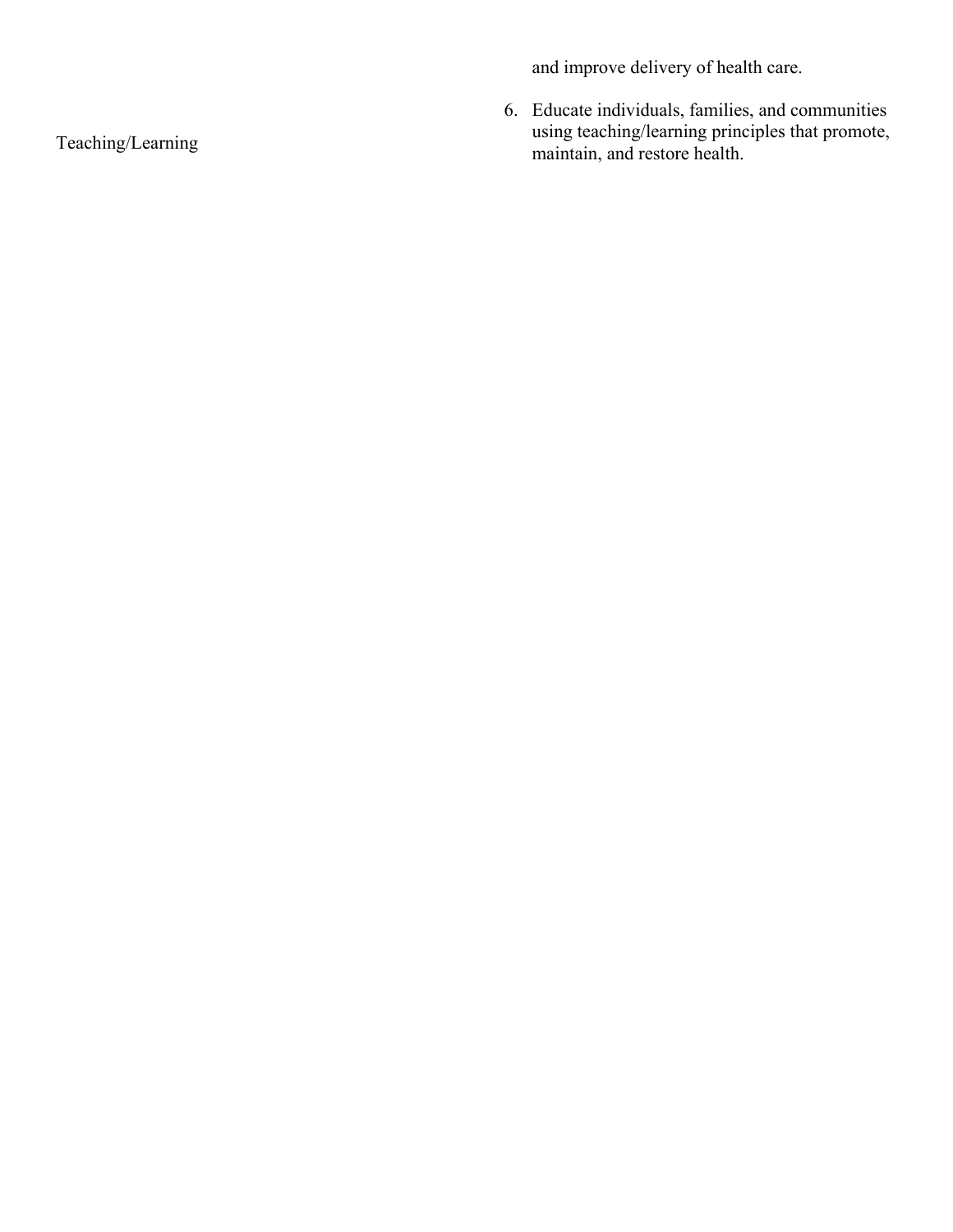| | |
|---|---|
| | and improve delivery of health care. |
| Teaching/Learning | 6. Educate individuals, families, and communities using teaching/learning principles that promote, maintain, and restore health. |